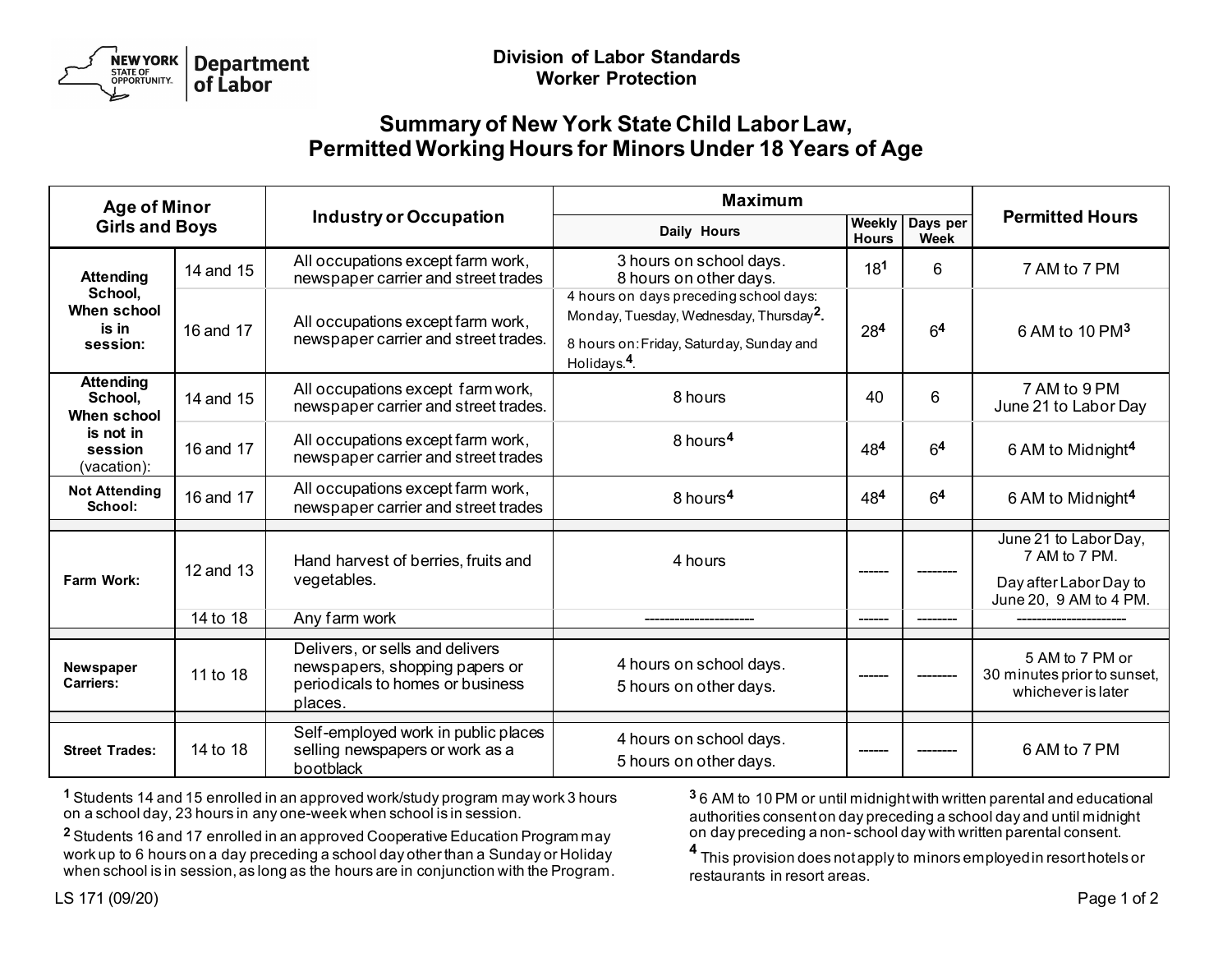New York State Department of Labor

**Division of Labor Standards**
**Worker Protection**

# Summary of New York State Child Labor Law, Permitted Working Hours for Minors Under 18 Years of Age

| Age of Minor Girls and Boys | | Industry or Occupation | Maximum | | | Permitted Hours |
|---|---|---|---|---|---|---|
| | | | Daily Hours | Weekly Hours | Days per Week | |
| Attending School, When school is in session: | 14 and 15 | All occupations except farm work, newspaper carrier and street trades | 3 hours on school days. 8 hours on other days. | 18[1] | 6 | 7 AM to 7 PM |
| | 16 and 17 | All occupations except farm work, newspaper carrier and street trades. | 4 hours on days preceding school days: Monday, Tuesday, Wednesday, Thursday[2]. 8 hours on: Friday, Saturday, Sunday and Holidays.[4] | 28[4] | 6[4] | 6 AM to 10 PM[3] |
| Attending School, When school is not in session (vacation): | 14 and 15 | All occupations except farm work, newspaper carrier and street trades. | 8 hours | 40 | 6 | 7 AM to 9 PM June 21 to Labor Day |
| | 16 and 17 | All occupations except farm work, newspaper carrier and street trades | 8 hours[4] | 48[4] | 6[4] | 6 AM to Midnight[4] |
| Not Attending School: | 16 and 17 | All occupations except farm work, newspaper carrier and street trades | 8 hours[4] | 48[4] | 6[4] | 6 AM to Midnight[4] |
| Farm Work: | 12 and 13 | Hand harvest of berries, fruits and vegetables. | 4 hours | ------ | -------- | June 21 to Labor Day, 7 AM to 7 PM. Day after Labor Day to June 20, 9 AM to 4 PM. |
| | 14 to 18 | Any farm work | ---------------------- | ------ | -------- | ---------------------- |
| Newspaper Carriers: | 11 to 18 | Delivers, or sells and delivers newspapers, shopping papers or periodicals to homes or business places. | 4 hours on school days. 5 hours on other days. | ------ | -------- | 5 AM to 7 PM or 30 minutes prior to sunset, whichever is later |
| Street Trades: | 14 to 18 | Self-employed work in public places selling newspapers or work as a bootblack | 4 hours on school days. 5 hours on other days. | ------ | -------- | 6 AM to 7 PM |

[1] Students 14 and 15 enrolled in an approved work/study program may work 3 hours on a school day, 23 hours in any one-week when school is in session.

[2] Students 16 and 17 enrolled in an approved Cooperative Education Program may work up to 6 hours on a day preceding a school day other than a Sunday or Holiday when school is in session, as long as the hours are in conjunction with the Program.

[3] 6 AM to 10 PM or until midnight with written parental and educational authorities consent on day preceding a school day and until midnight on day preceding a non-school day with written parental consent.

[4] This provision does not apply to minors employed in resort hotels or restaurants in resort areas.

LS 171 (09/20)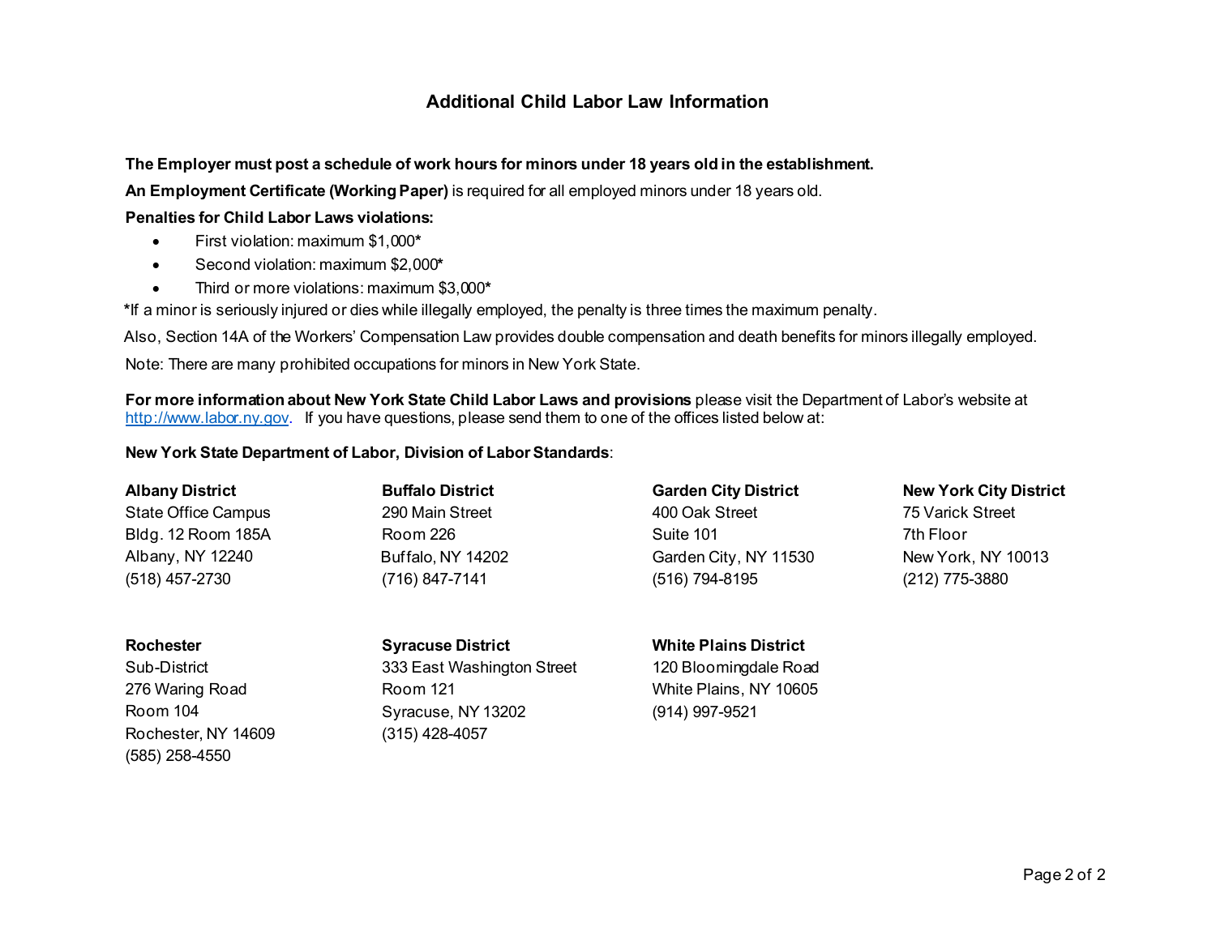## Additional Child Labor Law Information

**The Employer must post a schedule of work hours for minors under 18 years old in the establishment.**

**An Employment Certificate (Working Paper)** is required for all employed minors under 18 years old.

**Penalties for Child Labor Laws violations:**

- First violation: maximum $1,000**\***
- Second violation: maximum $2,000**\***
- Third or more violations: maximum $3,000**\***

**\***If a minor is seriously injured or dies while illegally employed, the penalty is three times the maximum penalty.

Also, Section 14A of the Workers' Compensation Law provides double compensation and death benefits for minors illegally employed.

Note: There are many prohibited occupations for minors in New York State.

**For more information about New York State Child Labor Laws and provisions** please visit the Department of Labor's website at [http://www.labor.ny.gov](http://www.labor.ny.gov). If you have questions, please send them to one of the offices listed below at:

**New York State Department of Labor, Division of Labor Standards**:

**Albany District**
State Office Campus
Bldg. 12 Room 185A
Albany, NY 12240
(518) 457-2730

**Buffalo District**
290 Main Street
Room 226
Buffalo, NY 14202
(716) 847-7141

**Garden City District**
400 Oak Street
Suite 101
Garden City, NY 11530
(516) 794-8195

**New York City District**
75 Varick Street
7th Floor
New York, NY 10013
(212) 775-3880

**Rochester**
Sub-District
276 Waring Road
Room 104
Rochester, NY 14609
(585) 258-4550

**Syracuse District**
333 East Washington Street
Room 121
Syracuse, NY 13202
(315) 428-4057

**White Plains District**
120 Bloomingdale Road
White Plains, NY 10605
(914) 997-9521